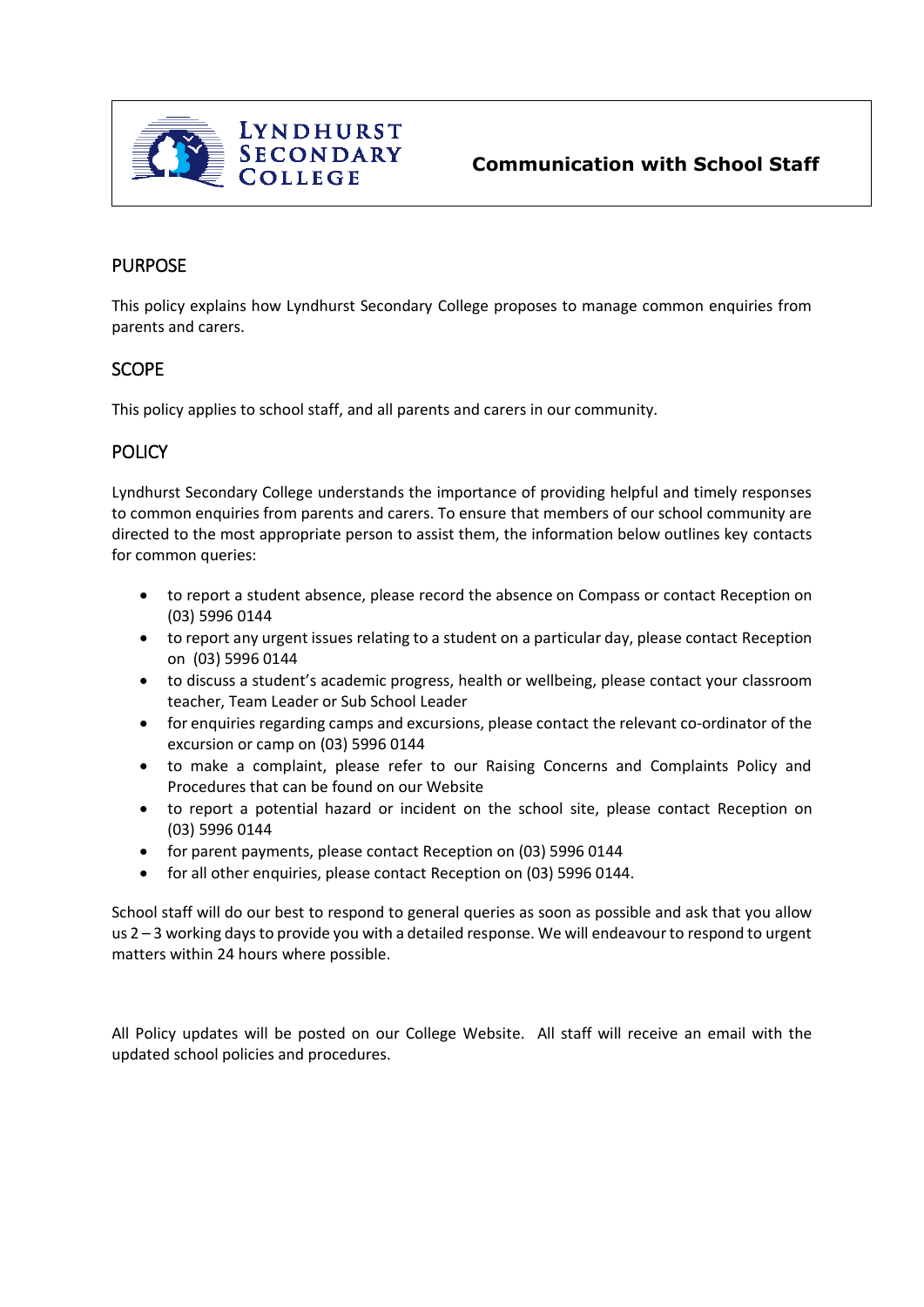# Communication with School Staff

## PURPOSE

This policy explains how Lyndhurst Secondary College proposes to manage common enquiries from parents and carers.

## SCOPE

This policy applies to school staff, and all parents and carers in our community.

## POLICY

Lyndhurst Secondary College understands the importance of providing helpful and timely responses to common enquiries from parents and carers. To ensure that members of our school community are directed to the most appropriate person to assist them, the information below outlines key contacts for common queries:

- to report a student absence, please record the absence on Compass or contact Reception on (03) 5996 0144
- to report any urgent issues relating to a student on a particular day, please contact Reception on (03) 5996 0144
- to discuss a student's academic progress, health or wellbeing, please contact your classroom teacher, Team Leader or Sub School Leader
- for enquiries regarding camps and excursions, please contact the relevant co-ordinator of the excursion or camp on (03) 5996 0144
- to make a complaint, please refer to our Raising Concerns and Complaints Policy and Procedures that can be found on our Website
- to report a potential hazard or incident on the school site, please contact Reception on (03) 5996 0144
- for parent payments, please contact Reception on (03) 5996 0144
- for all other enquiries, please contact Reception on (03) 5996 0144.

School staff will do our best to respond to general queries as soon as possible and ask that you allow us 2 – 3 working days to provide you with a detailed response. We will endeavour to respond to urgent matters within 24 hours where possible.

All Policy updates will be posted on our College Website. All staff will receive an email with the updated school policies and procedures.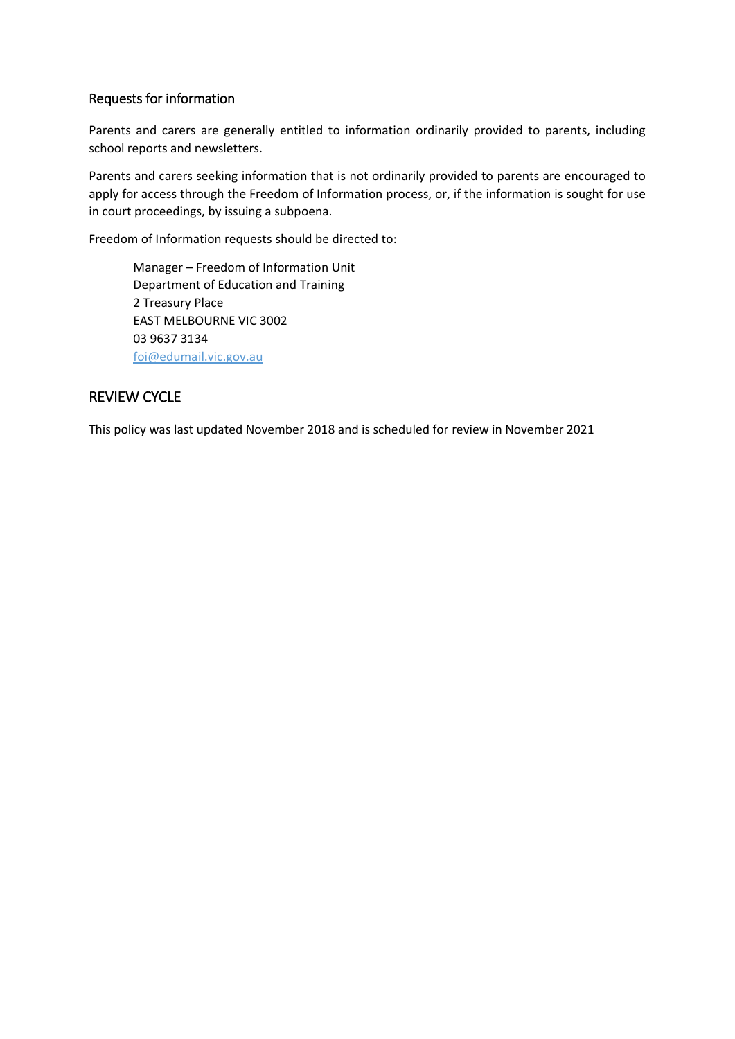### Requests for information

Parents and carers are generally entitled to information ordinarily provided to parents, including school reports and newsletters.

Parents and carers seeking information that is not ordinarily provided to parents are encouraged to apply for access through the Freedom of Information process, or, if the information is sought for use in court proceedings, by issuing a subpoena.

Freedom of Information requests should be directed to:

> Manager – Freedom of Information Unit
> Department of Education and Training
> 2 Treasury Place
> EAST MELBOURNE VIC 3002
> 03 9637 3134
> foi@edumail.vic.gov.au

## REVIEW CYCLE

This policy was last updated November 2018 and is scheduled for review in November 2021